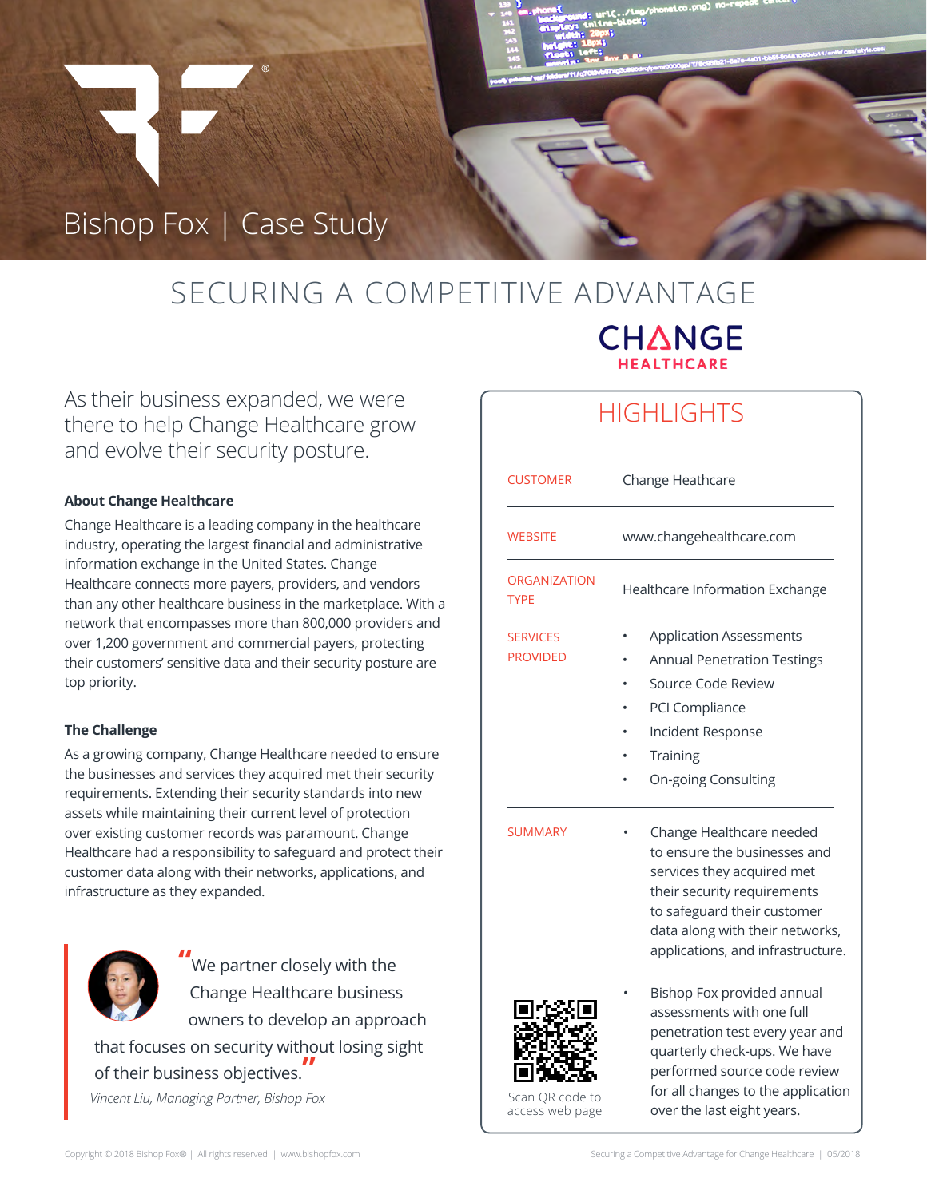# Bishop Fox | Case Study

## SECURING A COMPETITIVE ADVANTAGE

CHANGE HEALTHCARE

As their business expanded, we were there to help Change Healthcare grow and evolve their security posture.

**About Change Healthcare**

Change Healthcare is a leading company in the healthcare industry, operating the largest financial and administrative information exchange in the United States. Change Healthcare connects more payers, providers, and vendors than any other healthcare business in the marketplace. With a network that encompasses more than 800,000 providers and over 1,200 government and commercial payers, protecting their customers' sensitive data and their security posture are top priority.

**The Challenge**

As a growing company, Change Healthcare needed to ensure the businesses and services they acquired met their security requirements. Extending their security standards into new assets while maintaining their current level of protection over existing customer records was paramount. Change Healthcare had a responsibility to safeguard and protect their customer data along with their networks, applications, and infrastructure as they expanded.

> "We partner closely with the Change Healthcare business owners to develop an approach that focuses on security without losing sight of their business objectives."
>
> *Vincent Liu, Managing Partner, Bishop Fox*

## HIGHLIGHTS

| | |
|---|---|
| CUSTOMER | Change Heathcare |
| WEBSITE | www.changehealthcare.com |
| ORGANIZATION TYPE | Healthcare Information Exchange |
| SERVICES PROVIDED | • Application Assessments<br>• Annual Penetration Testings<br>• Source Code Review<br>• PCI Compliance<br>• Incident Response<br>• Training<br>• On-going Consulting |
| SUMMARY | • Change Healthcare needed to ensure the businesses and services they acquired met their security requirements to safeguard their customer data along with their networks, applications, and infrastructure.<br>• Bishop Fox provided annual assessments with one full penetration test every year and quarterly check-ups. We have performed source code review for all changes to the application over the last eight years. |

Scan QR code to access web page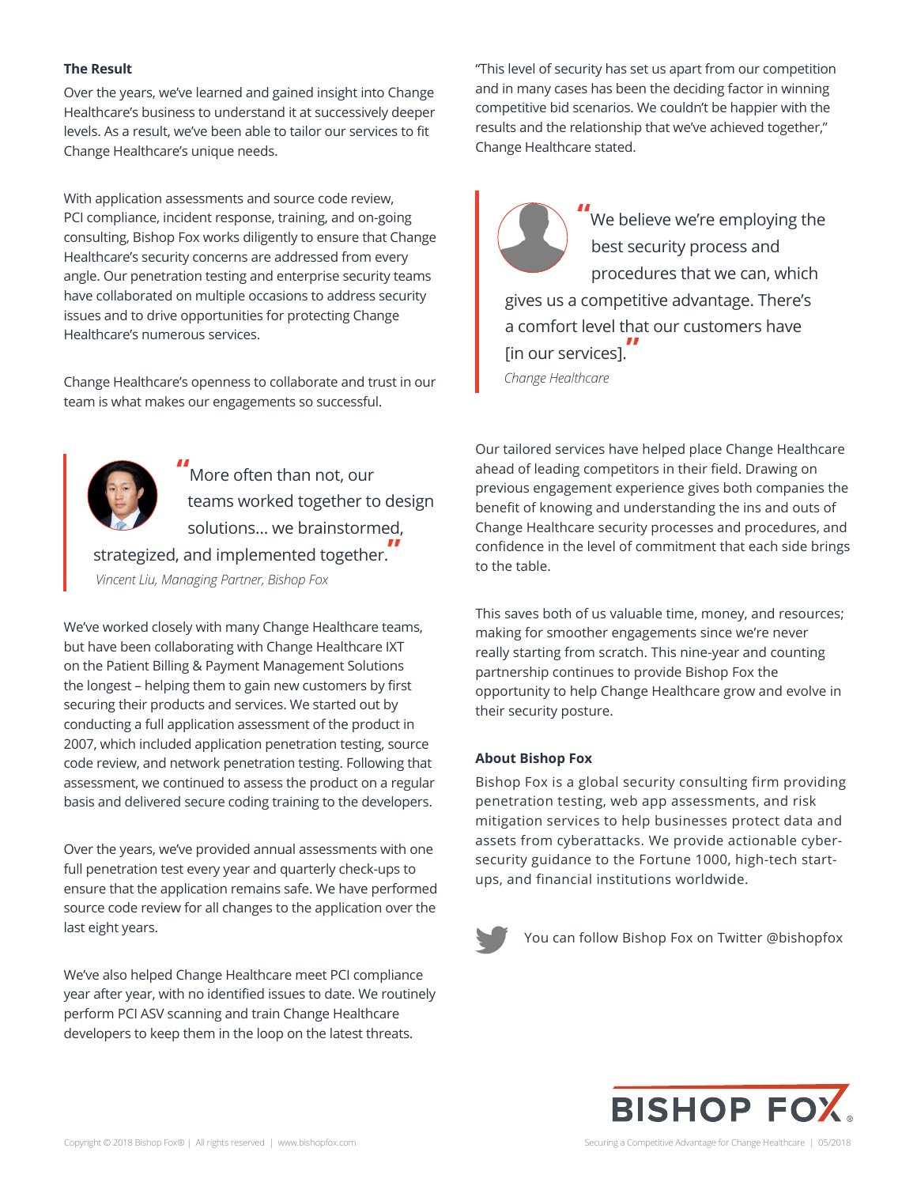### The Result

Over the years, we've learned and gained insight into Change Healthcare's business to understand it at successively deeper levels. As a result, we've been able to tailor our services to fit Change Healthcare's unique needs.

With application assessments and source code review, PCI compliance, incident response, training, and on-going consulting, Bishop Fox works diligently to ensure that Change Healthcare's security concerns are addressed from every angle. Our penetration testing and enterprise security teams have collaborated on multiple occasions to address security issues and to drive opportunities for protecting Change Healthcare's numerous services.

Change Healthcare's openness to collaborate and trust in our team is what makes our engagements so successful.

> "More often than not, our teams worked together to design solutions... we brainstormed, strategized, and implemented together."
>
> *Vincent Liu, Managing Partner, Bishop Fox*

We've worked closely with many Change Healthcare teams, but have been collaborating with Change Healthcare IXT on the Patient Billing & Payment Management Solutions the longest – helping them to gain new customers by first securing their products and services. We started out by conducting a full application assessment of the product in 2007, which included application penetration testing, source code review, and network penetration testing. Following that assessment, we continued to assess the product on a regular basis and delivered secure coding training to the developers.

Over the years, we've provided annual assessments with one full penetration test every year and quarterly check-ups to ensure that the application remains safe. We have performed source code review for all changes to the application over the last eight years.

We've also helped Change Healthcare meet PCI compliance year after year, with no identified issues to date. We routinely perform PCI ASV scanning and train Change Healthcare developers to keep them in the loop on the latest threats.

"This level of security has set us apart from our competition and in many cases has been the deciding factor in winning competitive bid scenarios. We couldn't be happier with the results and the relationship that we've achieved together," Change Healthcare stated.

> "We believe we're employing the best security process and procedures that we can, which gives us a competitive advantage. There's a comfort level that our customers have [in our services]."
>
> *Change Healthcare*

Our tailored services have helped place Change Healthcare ahead of leading competitors in their field. Drawing on previous engagement experience gives both companies the benefit of knowing and understanding the ins and outs of Change Healthcare security processes and procedures, and confidence in the level of commitment that each side brings to the table.

This saves both of us valuable time, money, and resources; making for smoother engagements since we're never really starting from scratch. This nine-year and counting partnership continues to provide Bishop Fox the opportunity to help Change Healthcare grow and evolve in their security posture.

### About Bishop Fox

Bishop Fox is a global security consulting firm providing penetration testing, web app assessments, and risk mitigation services to help businesses protect data and assets from cyberattacks. We provide actionable cyber-security guidance to the Fortune 1000, high-tech start-ups, and financial institutions worldwide.

You can follow Bishop Fox on Twitter @bishopfox